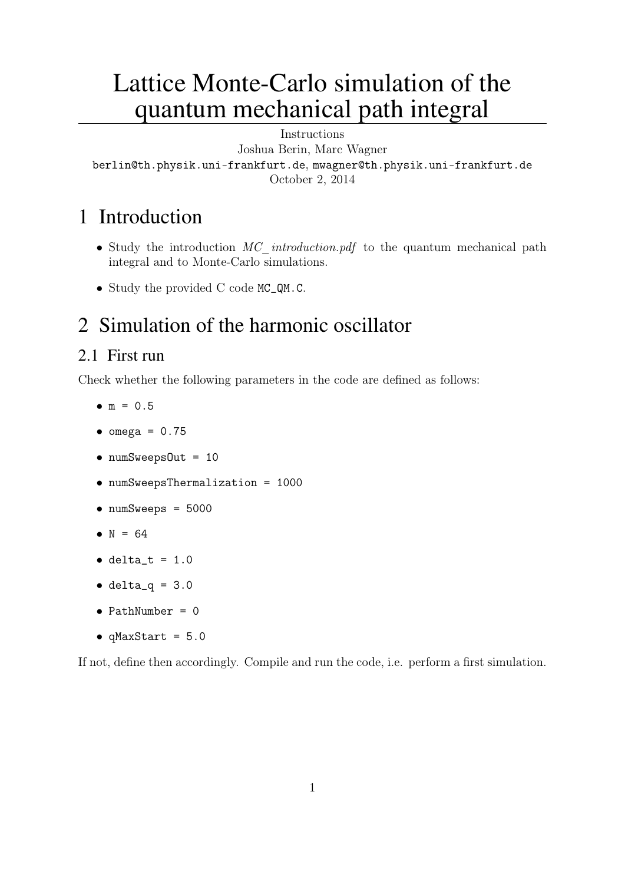# Lattice Monte-Carlo simulation of the quantum mechanical path integral

Instructions

Joshua Berin, Marc Wagner

berlin@th.physik.uni-frankfurt.de, mwagner@th.physik.uni-frankfurt.de

October 2, 2014

## 1 Introduction

- Study the introduction *MC_introduction.pdf* to the quantum mechanical path integral and to Monte-Carlo simulations.
- Study the provided C code `MC_QM.C`.

## 2 Simulation of the harmonic oscillator

### 2.1 First run

Check whether the following parameters in the code are defined as follows:

- `m = 0.5`
- `omega = 0.75`
- `numSweepsOut = 10`
- `numSweepsThermalization = 1000`
- `numSweeps = 5000`
- `N = 64`
- `delta_t = 1.0`
- `delta_q = 3.0`
- `PathNumber = 0`
- `qMaxStart = 5.0`

If not, define then accordingly. Compile and run the code, i.e. perform a first simulation.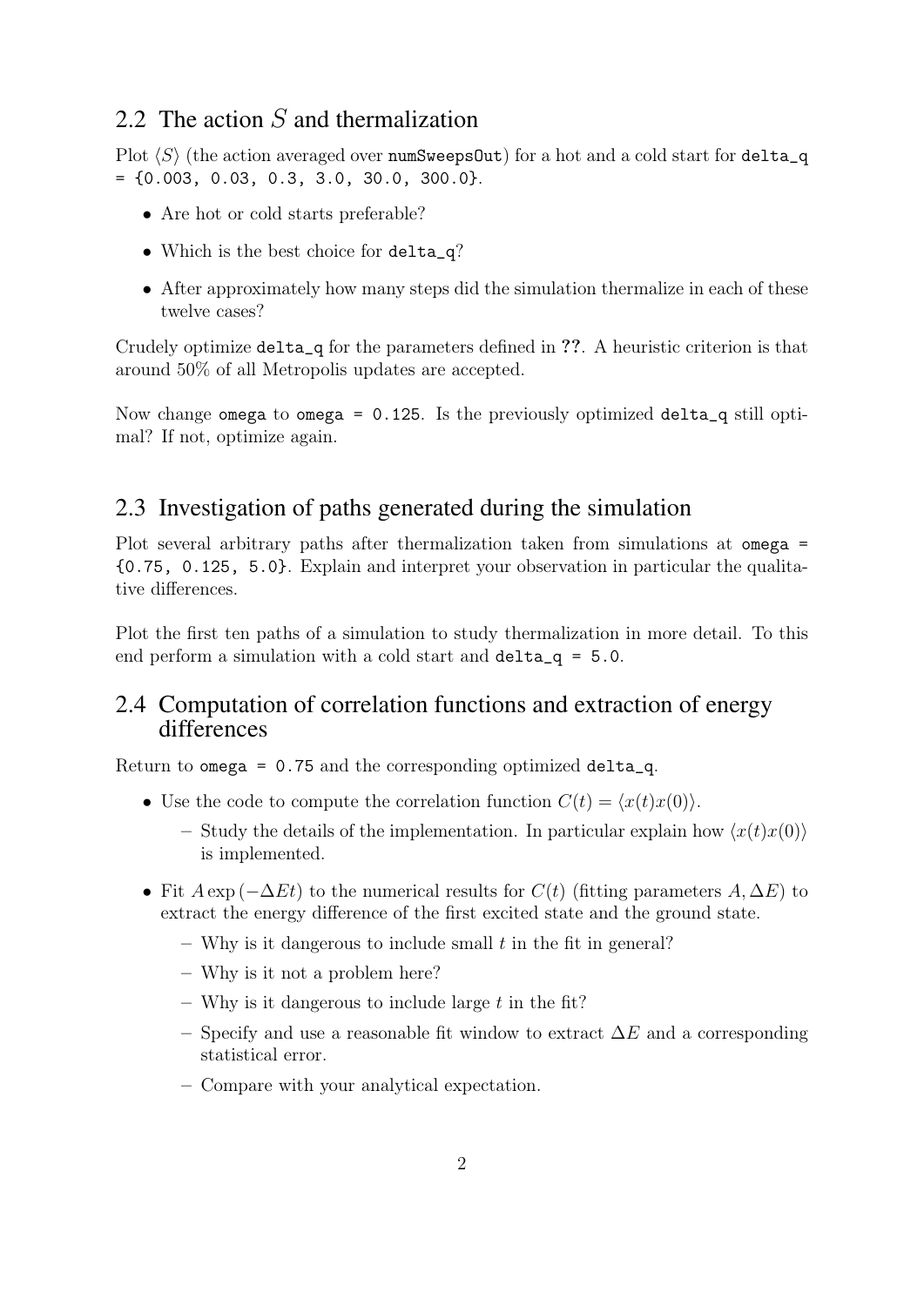## 2.2 The action $S$ and thermalization

Plot $\langle S \rangle$ (the action averaged over `numSweepsOut`) for a hot and a cold start for `delta_q = {0.003, 0.03, 0.3, 3.0, 30.0, 300.0}`.

- Are hot or cold starts preferable?
- Which is the best choice for `delta_q`?
- After approximately how many steps did the simulation thermalize in each of these twelve cases?

Crudely optimize `delta_q` for the parameters defined in ??. A heuristic criterion is that around 50% of all Metropolis updates are accepted.

Now change `omega` to `omega = 0.125`. Is the previously optimized `delta_q` still optimal? If not, optimize again.

## 2.3 Investigation of paths generated during the simulation

Plot several arbitrary paths after thermalization taken from simulations at `omega = {0.75, 0.125, 5.0}`. Explain and interpret your observation in particular the qualitative differences.

Plot the first ten paths of a simulation to study thermalization in more detail. To this end perform a simulation with a cold start and `delta_q = 5.0`.

## 2.4 Computation of correlation functions and extraction of energy differences

Return to `omega = 0.75` and the corresponding optimized `delta_q`.

- Use the code to compute the correlation function $C(t) = \langle x(t)x(0) \rangle$.
  - Study the details of the implementation. In particular explain how $\langle x(t)x(0) \rangle$ is implemented.
- Fit $A \exp(-\Delta E t)$ to the numerical results for $C(t)$ (fitting parameters $A, \Delta E$) to extract the energy difference of the first excited state and the ground state.
  - Why is it dangerous to include small $t$ in the fit in general?
  - Why is it not a problem here?
  - Why is it dangerous to include large $t$ in the fit?
  - Specify and use a reasonable fit window to extract $\Delta E$ and a corresponding statistical error.
  - Compare with your analytical expectation.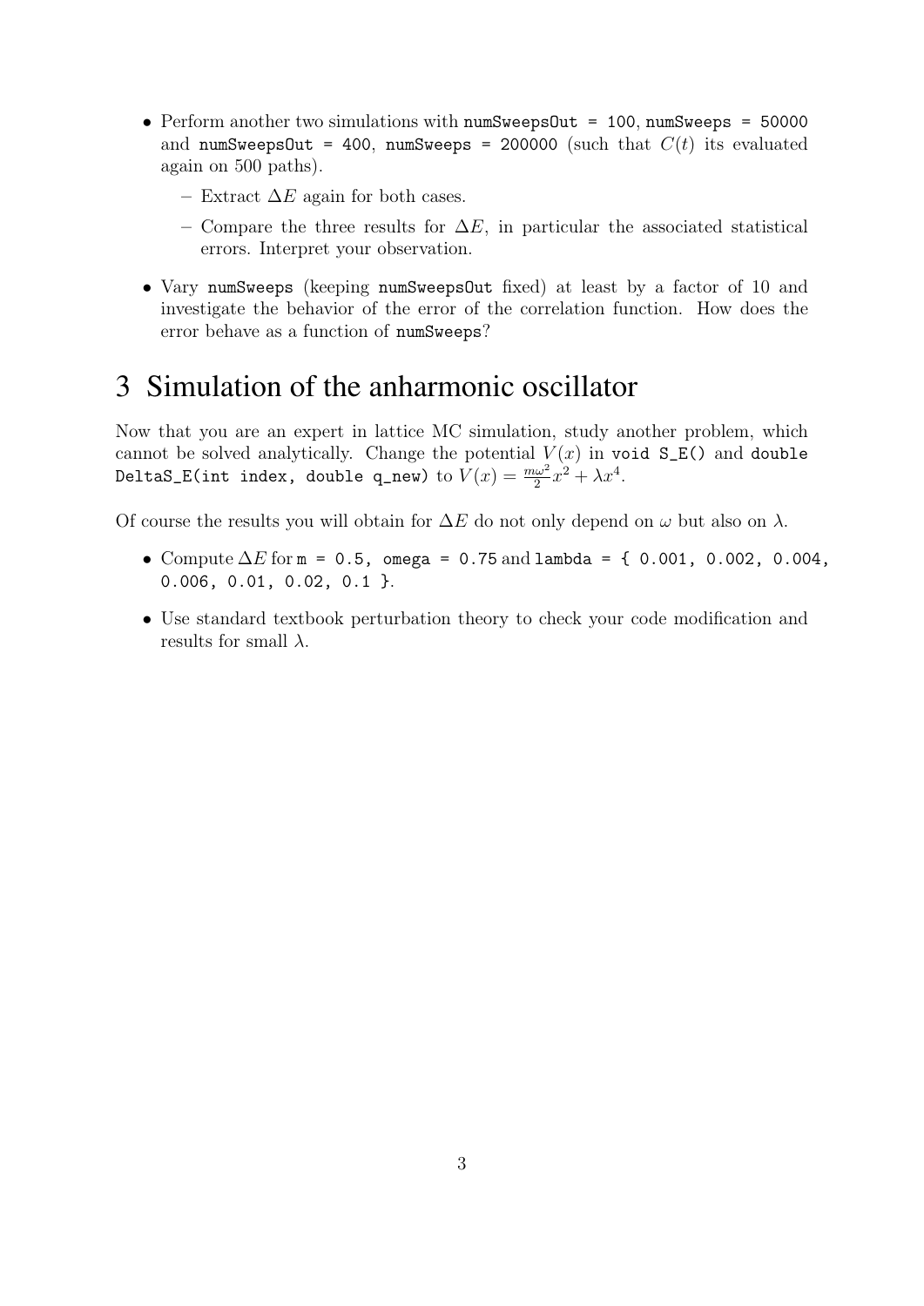- Perform another two simulations with `numSweepsOut = 100`, `numSweeps = 50000` and `numSweepsOut = 400`, `numSweeps = 200000` (such that $C(t)$ its evaluated again on 500 paths).
  - Extract $\Delta E$ again for both cases.
  - Compare the three results for $\Delta E$, in particular the associated statistical errors. Interpret your observation.
- Vary `numSweeps` (keeping `numSweepsOut` fixed) at least by a factor of 10 and investigate the behavior of the error of the correlation function. How does the error behave as a function of `numSweeps`?

# 3 Simulation of the anharmonic oscillator

Now that you are an expert in lattice MC simulation, study another problem, which cannot be solved analytically. Change the potential $V(x)$ in `void S_E()` and `double DeltaS_E(int index, double q_new)` to $V(x) = \frac{m\omega^2}{2}x^2 + \lambda x^4$.

Of course the results you will obtain for $\Delta E$ do not only depend on $\omega$ but also on $\lambda$.

- Compute $\Delta E$ for `m = 0.5, omega = 0.75` and `lambda = { 0.001, 0.002, 0.004, 0.006, 0.01, 0.02, 0.1 }`.
- Use standard textbook perturbation theory to check your code modification and results for small $\lambda$.